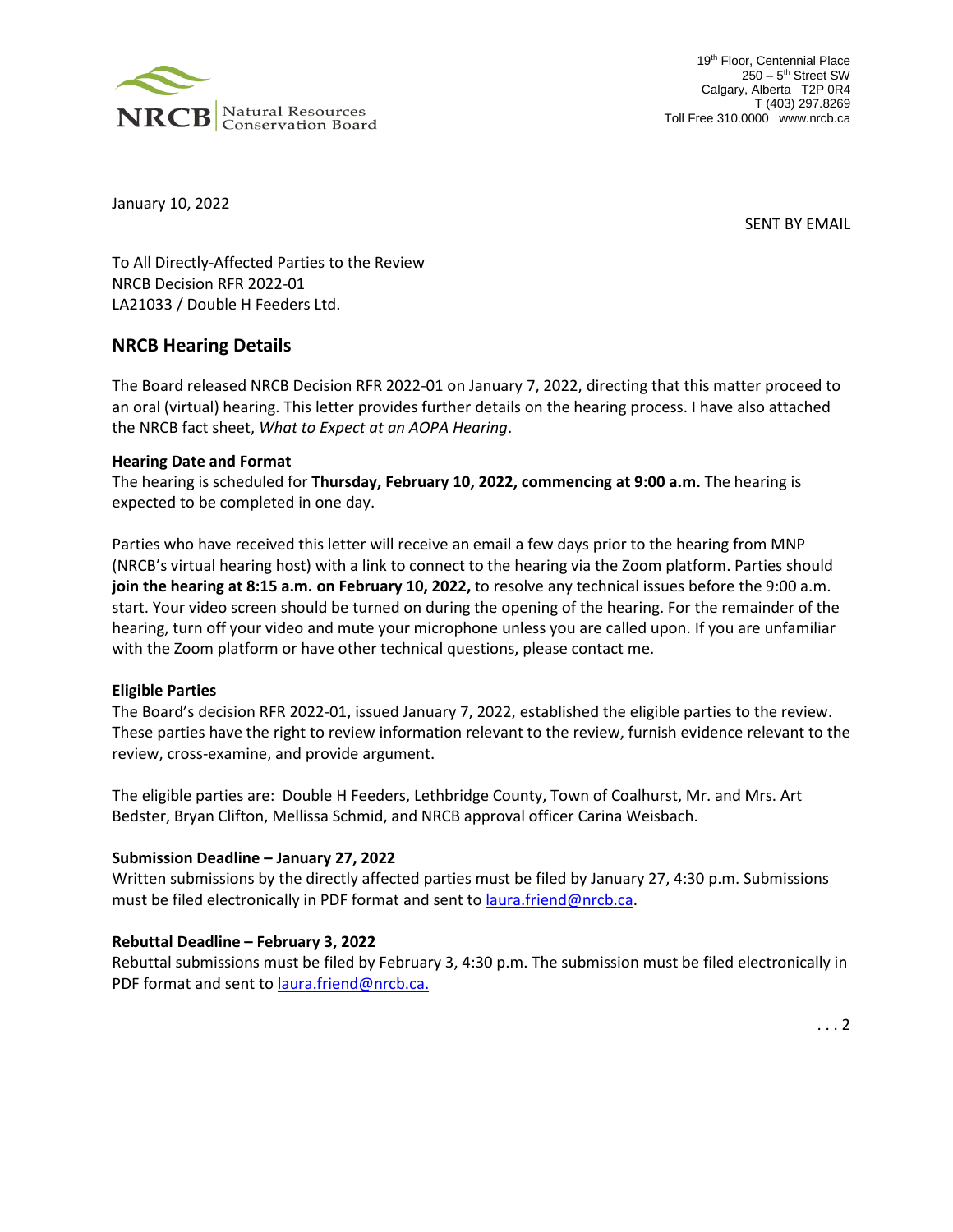NRCB | Natural Resources Conservation Board

19th Floor, Centennial Place
250 – 5th Street SW
Calgary, Alberta T2P 0R4
T (403) 297.8269
Toll Free 310.0000 www.nrcb.ca

January 10, 2022

SENT BY EMAIL

To All Directly-Affected Parties to the Review
NRCB Decision RFR 2022-01
LA21033 / Double H Feeders Ltd.

## NRCB Hearing Details

The Board released NRCB Decision RFR 2022-01 on January 7, 2022, directing that this matter proceed to an oral (virtual) hearing. This letter provides further details on the hearing process. I have also attached the NRCB fact sheet, *What to Expect at an AOPA Hearing*.

**Hearing Date and Format**
The hearing is scheduled for **Thursday, February 10, 2022, commencing at 9:00 a.m.** The hearing is expected to be completed in one day.

Parties who have received this letter will receive an email a few days prior to the hearing from MNP (NRCB's virtual hearing host) with a link to connect to the hearing via the Zoom platform. Parties should **join the hearing at 8:15 a.m. on February 10, 2022,** to resolve any technical issues before the 9:00 a.m. start. Your video screen should be turned on during the opening of the hearing. For the remainder of the hearing, turn off your video and mute your microphone unless you are called upon. If you are unfamiliar with the Zoom platform or have other technical questions, please contact me.

**Eligible Parties**
The Board's decision RFR 2022-01, issued January 7, 2022, established the eligible parties to the review. These parties have the right to review information relevant to the review, furnish evidence relevant to the review, cross-examine, and provide argument.

The eligible parties are: Double H Feeders, Lethbridge County, Town of Coalhurst, Mr. and Mrs. Art Bedster, Bryan Clifton, Mellissa Schmid, and NRCB approval officer Carina Weisbach.

**Submission Deadline – January 27, 2022**
Written submissions by the directly affected parties must be filed by January 27, 4:30 p.m. Submissions must be filed electronically in PDF format and sent to laura.friend@nrcb.ca.

**Rebuttal Deadline – February 3, 2022**
Rebuttal submissions must be filed by February 3, 4:30 p.m. The submission must be filed electronically in PDF format and sent to laura.friend@nrcb.ca.

. . . 2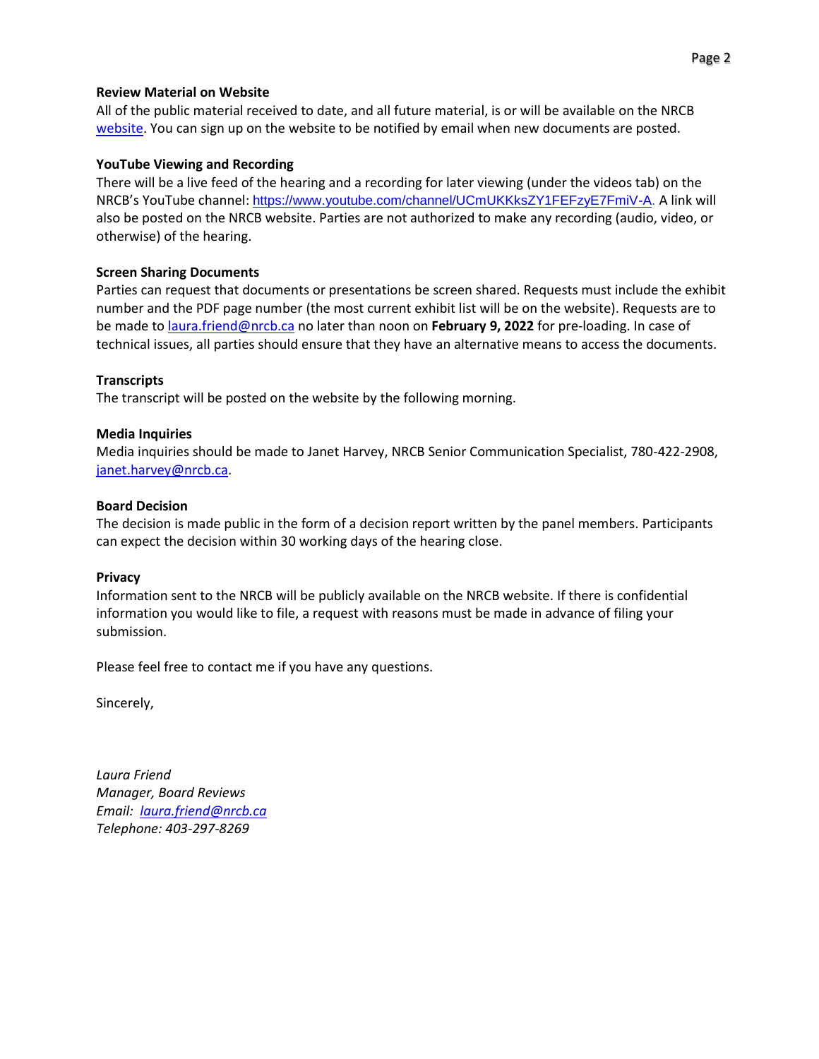**Review Material on Website**

All of the public material received to date, and all future material, is or will be available on the NRCB website. You can sign up on the website to be notified by email when new documents are posted.

**YouTube Viewing and Recording**

There will be a live feed of the hearing and a recording for later viewing (under the videos tab) on the NRCB's YouTube channel: https://www.youtube.com/channel/UCmUKKksZY1FEFzyE7FmiV-A. A link will also be posted on the NRCB website. Parties are not authorized to make any recording (audio, video, or otherwise) of the hearing.

**Screen Sharing Documents**

Parties can request that documents or presentations be screen shared. Requests must include the exhibit number and the PDF page number (the most current exhibit list will be on the website). Requests are to be made to laura.friend@nrcb.ca no later than noon on **February 9, 2022** for pre-loading. In case of technical issues, all parties should ensure that they have an alternative means to access the documents.

**Transcripts**

The transcript will be posted on the website by the following morning.

**Media Inquiries**

Media inquiries should be made to Janet Harvey, NRCB Senior Communication Specialist, 780-422-2908, janet.harvey@nrcb.ca.

**Board Decision**

The decision is made public in the form of a decision report written by the panel members. Participants can expect the decision within 30 working days of the hearing close.

**Privacy**

Information sent to the NRCB will be publicly available on the NRCB website. If there is confidential information you would like to file, a request with reasons must be made in advance of filing your submission.

Please feel free to contact me if you have any questions.

Sincerely,

*Laura Friend*
*Manager, Board Reviews*
*Email: laura.friend@nrcb.ca*
*Telephone: 403-297-8269*